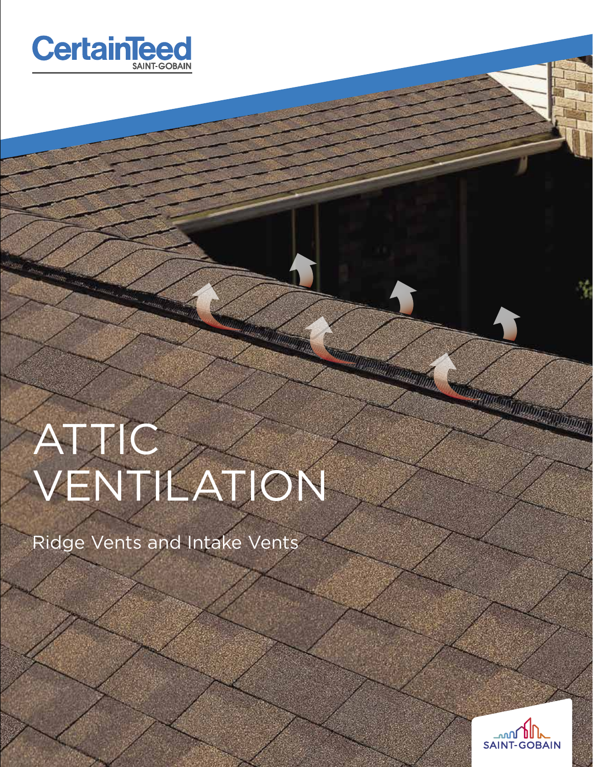CertainTeed SAINT-GOBAIN

# ATTIC VENTILATION

Ridge Vents and Intake Vents

SAINT-GOBAIN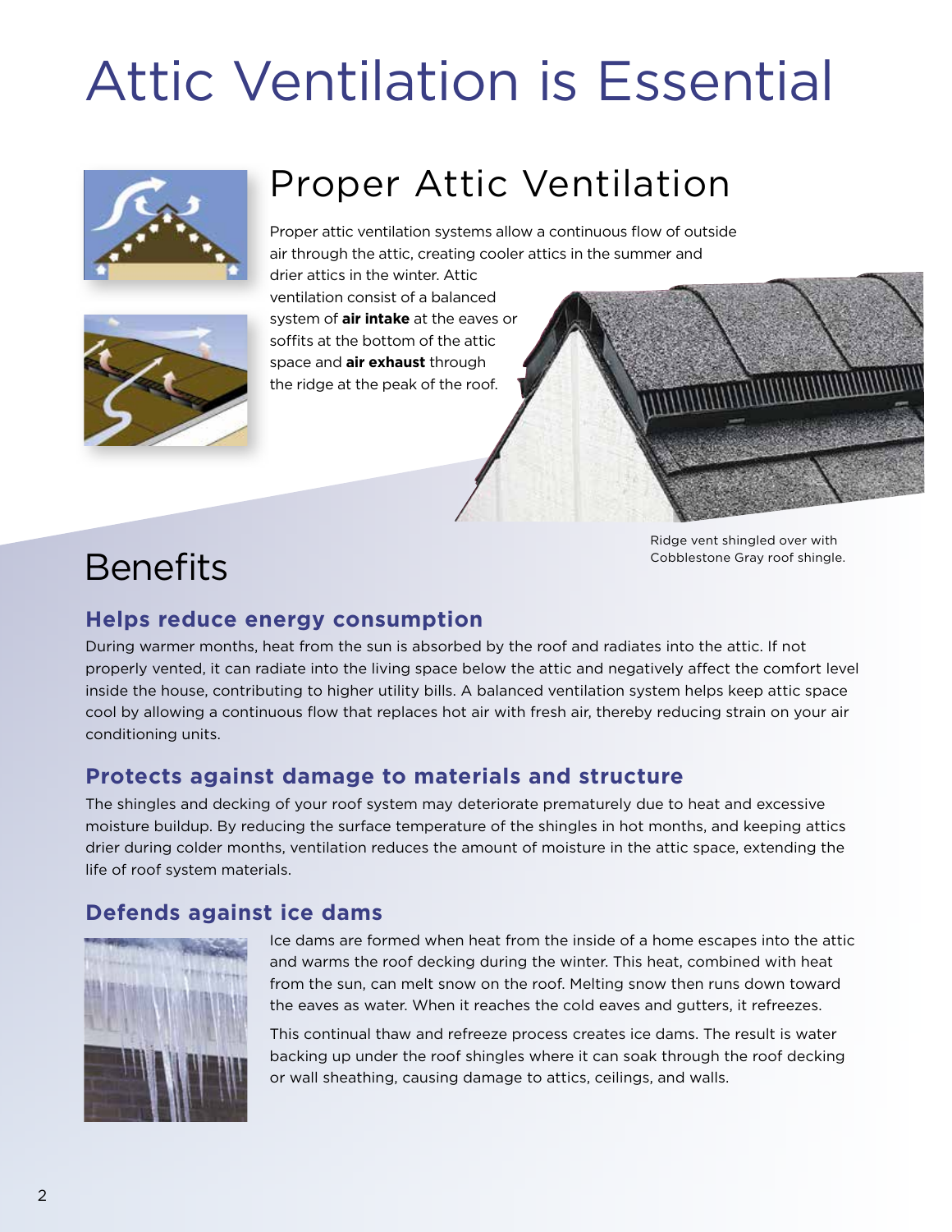# Attic Ventilation is Essential

## Proper Attic Ventilation

Proper attic ventilation systems allow a continuous flow of outside air through the attic, creating cooler attics in the summer and drier attics in the winter. Attic ventilation consist of a balanced system of **air intake** at the eaves or soffits at the bottom of the attic space and **air exhaust** through the ridge at the peak of the roof.

Ridge vent shingled over with Cobblestone Gray roof shingle.

## Benefits

### Helps reduce energy consumption

During warmer months, heat from the sun is absorbed by the roof and radiates into the attic. If not properly vented, it can radiate into the living space below the attic and negatively affect the comfort level inside the house, contributing to higher utility bills. A balanced ventilation system helps keep attic space cool by allowing a continuous flow that replaces hot air with fresh air, thereby reducing strain on your air conditioning units.

### Protects against damage to materials and structure

The shingles and decking of your roof system may deteriorate prematurely due to heat and excessive moisture buildup. By reducing the surface temperature of the shingles in hot months, and keeping attics drier during colder months, ventilation reduces the amount of moisture in the attic space, extending the life of roof system materials.

### Defends against ice dams

Ice dams are formed when heat from the inside of a home escapes into the attic and warms the roof decking during the winter. This heat, combined with heat from the sun, can melt snow on the roof. Melting snow then runs down toward the eaves as water. When it reaches the cold eaves and gutters, it refreezes.

This continual thaw and refreeze process creates ice dams. The result is water backing up under the roof shingles where it can soak through the roof decking or wall sheathing, causing damage to attics, ceilings, and walls.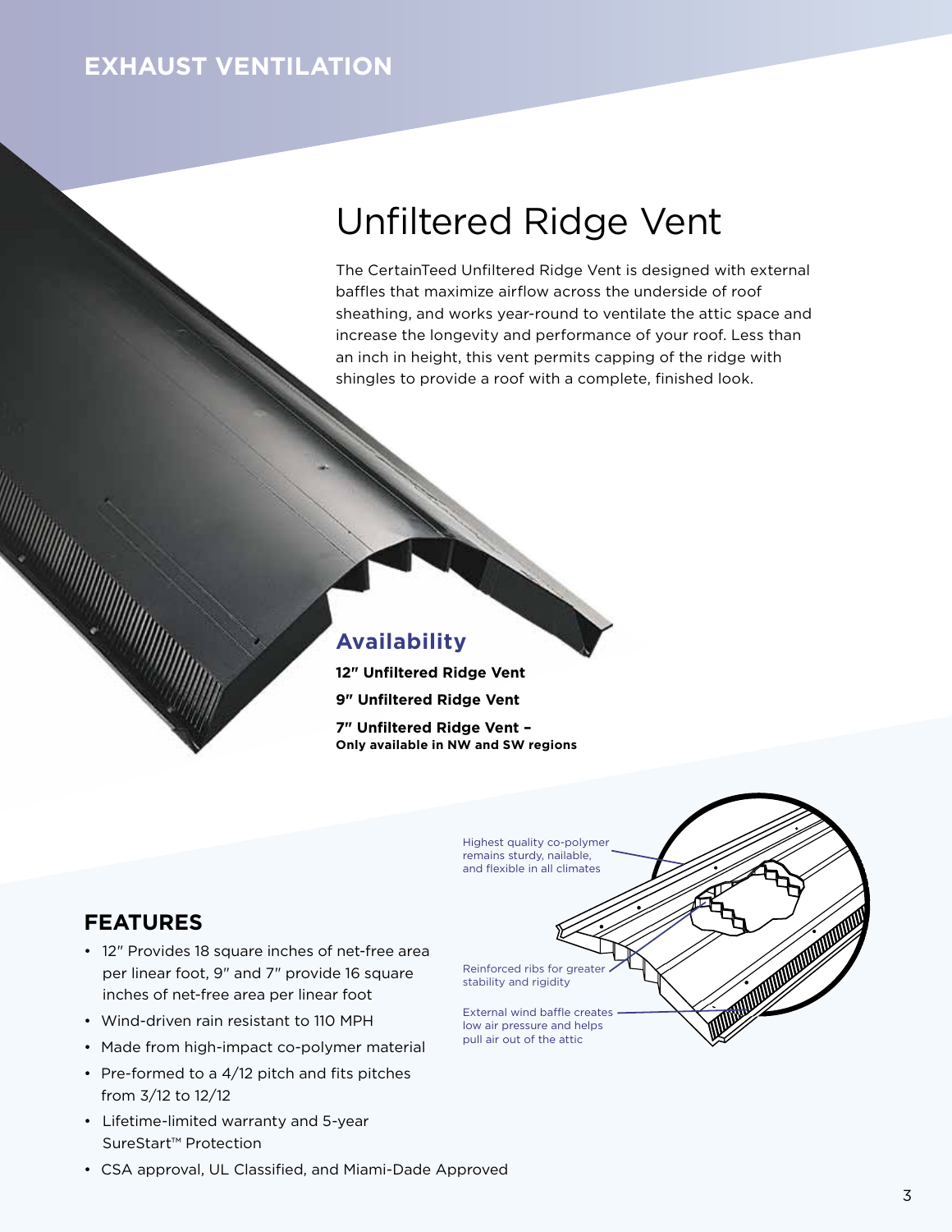EXHAUST VENTILATION

# Unfiltered Ridge Vent

The CertainTeed Unfiltered Ridge Vent is designed with external baffles that maximize airflow across the underside of roof sheathing, and works year-round to ventilate the attic space and increase the longevity and performance of your roof. Less than an inch in height, this vent permits capping of the ridge with shingles to provide a roof with a complete, finished look.

## Availability

**12″ Unfiltered Ridge Vent**

**9″ Unfiltered Ridge Vent**

**7″ Unfiltered Ridge Vent –**
**Only available in NW and SW regions**

Highest quality co-polymer remains sturdy, nailable, and flexible in all climates

Reinforced ribs for greater stability and rigidity

External wind baffle creates low air pressure and helps pull air out of the attic

## FEATURES

- 12″ Provides 18 square inches of net-free area per linear foot, 9″ and 7″ provide 16 square inches of net-free area per linear foot
- Wind-driven rain resistant to 110 MPH
- Made from high-impact co-polymer material
- Pre-formed to a 4/12 pitch and fits pitches from 3/12 to 12/12
- Lifetime-limited warranty and 5-year SureStart™ Protection
- CSA approval, UL Classified, and Miami-Dade Approved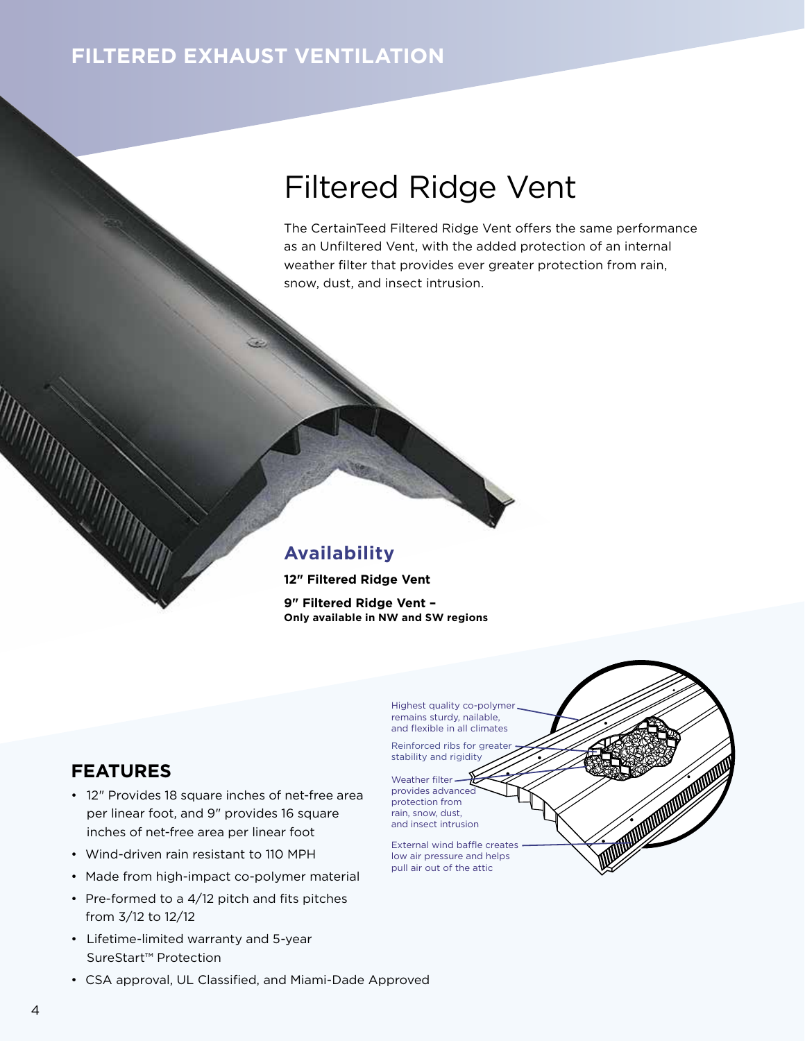## FILTERED EXHAUST VENTILATION

# Filtered Ridge Vent

The CertainTeed Filtered Ridge Vent offers the same performance as an Unfiltered Vent, with the added protection of an internal weather filter that provides ever greater protection from rain, snow, dust, and insect intrusion.

### Availability

**12″ Filtered Ridge Vent**

**9″ Filtered Ridge Vent –**
**Only available in NW and SW regions**

Highest quality co-polymer remains sturdy, nailable, and flexible in all climates

Reinforced ribs for greater stability and rigidity

Weather filter provides advanced protection from rain, snow, dust, and insect intrusion

External wind baffle creates low air pressure and helps pull air out of the attic

## FEATURES

- 12″ Provides 18 square inches of net-free area per linear foot, and 9″ provides 16 square inches of net-free area per linear foot
- Wind-driven rain resistant to 110 MPH
- Made from high-impact co-polymer material
- Pre-formed to a 4/12 pitch and fits pitches from 3/12 to 12/12
- Lifetime-limited warranty and 5-year SureStart™ Protection
- CSA approval, UL Classified, and Miami-Dade Approved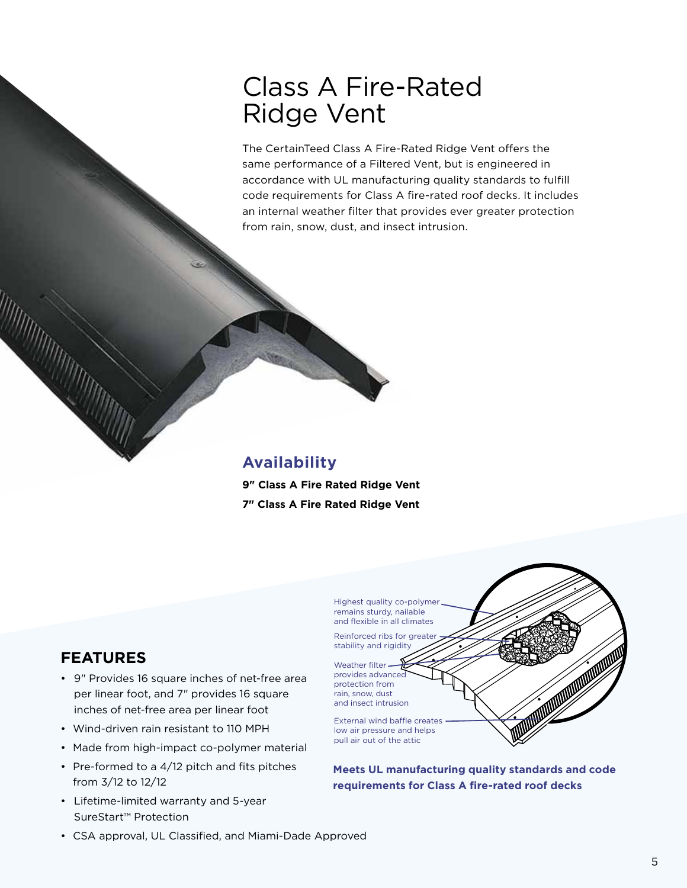# Class A Fire-Rated Ridge Vent

The CertainTeed Class A Fire-Rated Ridge Vent offers the same performance of a Filtered Vent, but is engineered in accordance with UL manufacturing quality standards to fulfill code requirements for Class A fire-rated roof decks. It includes an internal weather filter that provides ever greater protection from rain, snow, dust, and insect intrusion.

## Availability

**9" Class A Fire Rated Ridge Vent**

**7" Class A Fire Rated Ridge Vent**

## FEATURES

- 9" Provides 16 square inches of net-free area per linear foot, and 7" provides 16 square inches of net-free area per linear foot
- Wind-driven rain resistant to 110 MPH
- Made from high-impact co-polymer material
- Pre-formed to a 4/12 pitch and fits pitches from 3/12 to 12/12
- Lifetime-limited warranty and 5-year SureStart™ Protection
- CSA approval, UL Classified, and Miami-Dade Approved

Highest quality co-polymer remains sturdy, nailable and flexible in all climates

Reinforced ribs for greater stability and rigidity

Weather filter provides advanced protection from rain, snow, dust and insect intrusion

External wind baffle creates low air pressure and helps pull air out of the attic

**Meets UL manufacturing quality standards and code requirements for Class A fire-rated roof decks**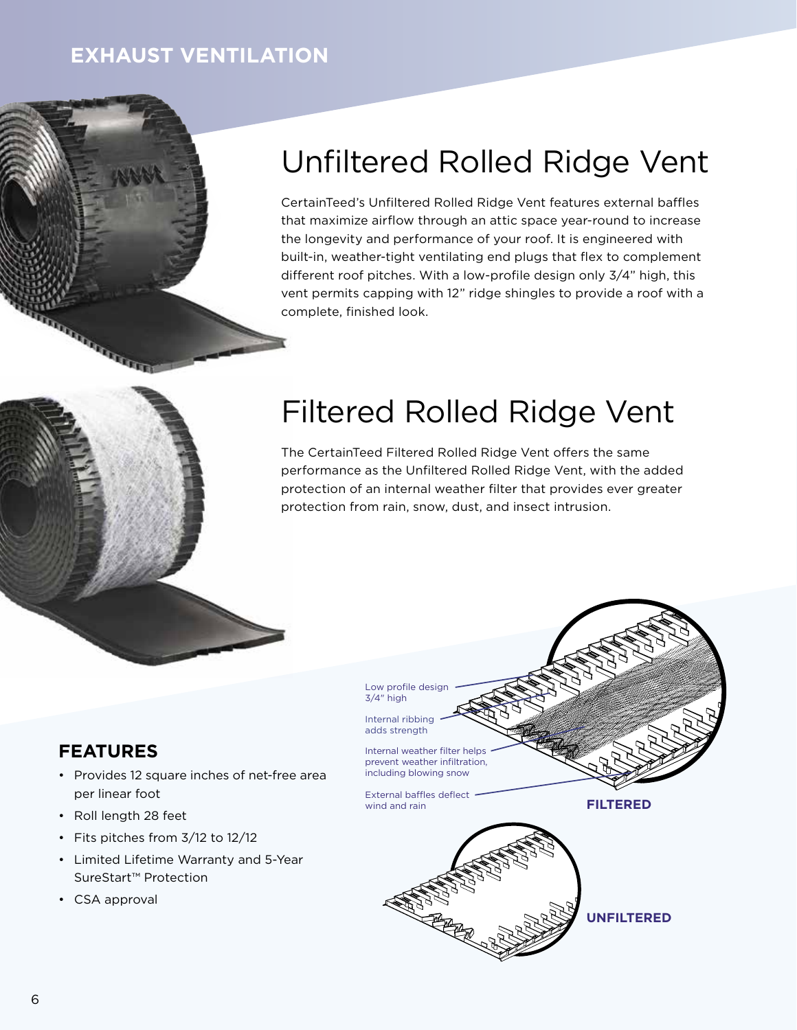EXHAUST VENTILATION

# Unfiltered Rolled Ridge Vent

CertainTeed's Unfiltered Rolled Ridge Vent features external baffles that maximize airflow through an attic space year-round to increase the longevity and performance of your roof. It is engineered with built-in, weather-tight ventilating end plugs that flex to complement different roof pitches. With a low-profile design only 3/4" high, this vent permits capping with 12" ridge shingles to provide a roof with a complete, finished look.

# Filtered Rolled Ridge Vent

The CertainTeed Filtered Rolled Ridge Vent offers the same performance as the Unfiltered Rolled Ridge Vent, with the added protection of an internal weather filter that provides ever greater protection from rain, snow, dust, and insect intrusion.

Low profile design 3/4" high

Internal ribbing adds strength

Internal weather filter helps prevent weather infiltration, including blowing snow

External baffles deflect wind and rain

**FILTERED**

**UNFILTERED**

## FEATURES

- Provides 12 square inches of net-free area per linear foot
- Roll length 28 feet
- Fits pitches from 3/12 to 12/12
- Limited Lifetime Warranty and 5-Year SureStart™ Protection
- CSA approval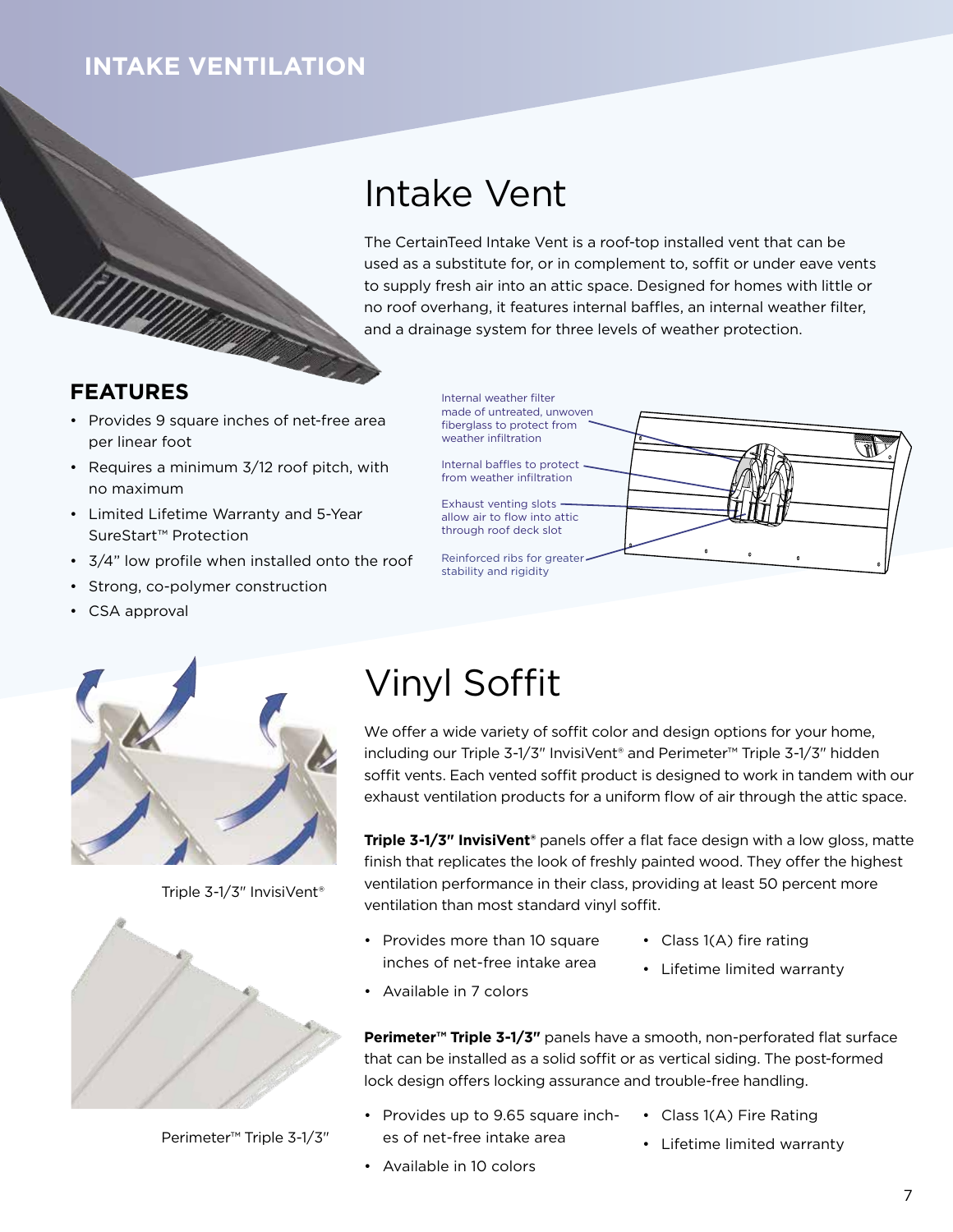## INTAKE VENTILATION

# Intake Vent

The CertainTeed Intake Vent is a roof-top installed vent that can be used as a substitute for, or in complement to, soffit or under eave vents to supply fresh air into an attic space. Designed for homes with little or no roof overhang, it features internal baffles, an internal weather filter, and a drainage system for three levels of weather protection.

### FEATURES

- Provides 9 square inches of net-free area per linear foot
- Requires a minimum 3/12 roof pitch, with no maximum
- Limited Lifetime Warranty and 5-Year SureStart™ Protection
- 3/4" low profile when installed onto the roof
- Strong, co-polymer construction
- CSA approval

Internal weather filter made of untreated, unwoven fiberglass to protect from weather infiltration

Internal baffles to protect from weather infiltration

Exhaust venting slots allow air to flow into attic through roof deck slot

Reinforced ribs for greater stability and rigidity

# Vinyl Soffit

We offer a wide variety of soffit color and design options for your home, including our Triple 3-1/3" InvisiVent® and Perimeter™ Triple 3-1/3" hidden soffit vents. Each vented soffit product is designed to work in tandem with our exhaust ventilation products for a uniform flow of air through the attic space.

**Triple 3-1/3" InvisiVent®** panels offer a flat face design with a low gloss, matte finish that replicates the look of freshly painted wood. They offer the highest ventilation performance in their class, providing at least 50 percent more ventilation than most standard vinyl soffit.

- Provides more than 10 square inches of net-free intake area
- Available in 7 colors
- Class 1(A) fire rating
- Lifetime limited warranty

Triple 3-1/3" InvisiVent®

**Perimeter™ Triple 3-1/3"** panels have a smooth, non-perforated flat surface that can be installed as a solid soffit or as vertical siding. The post-formed lock design offers locking assurance and trouble-free handling.

- Provides up to 9.65 square inches of net-free intake area
- Available in 10 colors
- Class 1(A) Fire Rating
- Lifetime limited warranty

Perimeter™ Triple 3-1/3"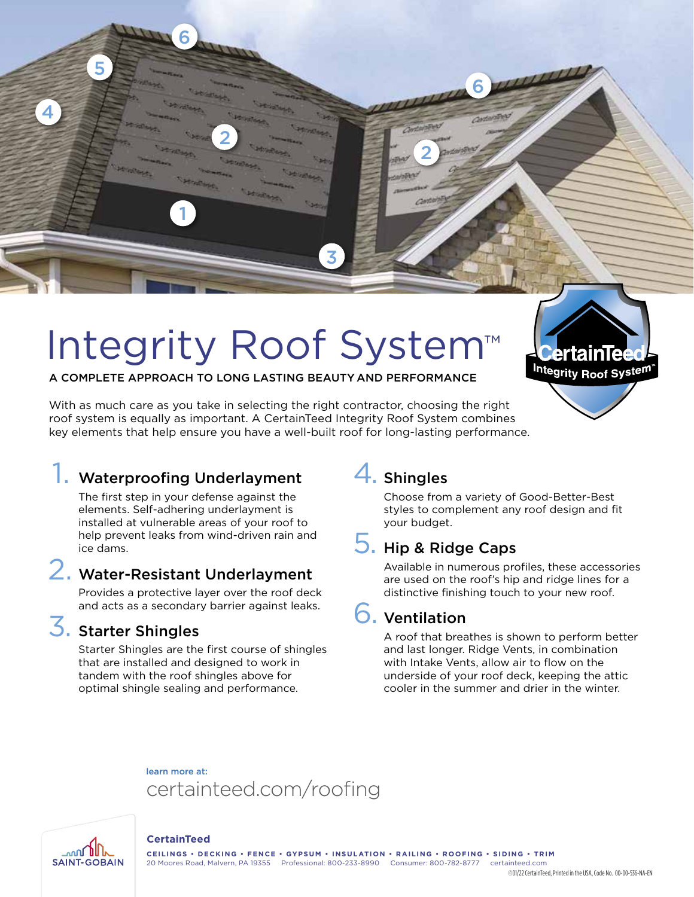# Integrity Roof System™

**A COMPLETE APPROACH TO LONG LASTING BEAUTY AND PERFORMANCE**

With as much care as you take in selecting the right contractor, choosing the right roof system is equally as important. A CertainTeed Integrity Roof System combines key elements that help ensure you have a well-built roof for long-lasting performance.

## 1. Waterproofing Underlayment

The first step in your defense against the elements. Self-adhering underlayment is installed at vulnerable areas of your roof to help prevent leaks from wind-driven rain and ice dams.

## 2. Water-Resistant Underlayment

Provides a protective layer over the roof deck and acts as a secondary barrier against leaks.

## 3. Starter Shingles

Starter Shingles are the first course of shingles that are installed and designed to work in tandem with the roof shingles above for optimal shingle sealing and performance.

## 4. Shingles

Choose from a variety of Good-Better-Best styles to complement any roof design and fit your budget.

## 5. Hip & Ridge Caps

Available in numerous profiles, these accessories are used on the roof's hip and ridge lines for a distinctive finishing touch to your new roof.

## 6. Ventilation

A roof that breathes is shown to perform better and last longer. Ridge Vents, in combination with Intake Vents, allow air to flow on the underside of your roof deck, keeping the attic cooler in the summer and drier in the winter.

learn more at:
certainteed.com/roofing

SAINT-GOBAIN

**CertainTeed**

CEILINGS • DECKING • FENCE • GYPSUM • INSULATION • RAILING • ROOFING • SIDING • TRIM
20 Moores Road, Malvern, PA 19355 Professional: 800-233-8990 Consumer: 800-782-8777 certainteed.com

©01/22 CertainTeed, Printed in the USA, Code No. 00-00-536-NA-EN